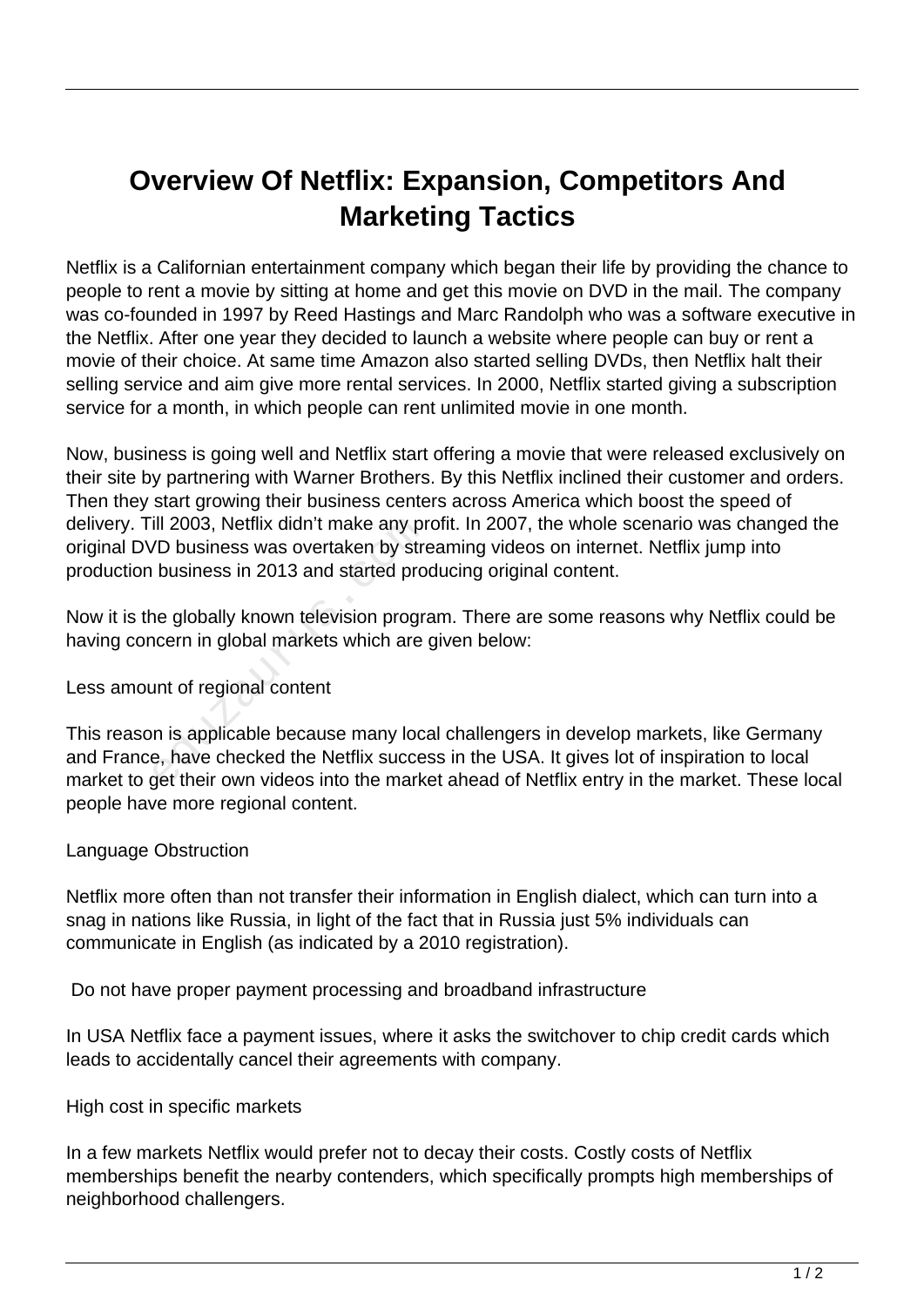# Overview Of Netflix: Expansion, Competitors And Marketing Tactics

Netflix is a Californian entertainment company which began their life by providing the chance to people to rent a movie by sitting at home and get this movie on DVD in the mail. The company was co-founded in 1997 by Reed Hastings and Marc Randolph who was a software executive in the Netflix. After one year they decided to launch a website where people can buy or rent a movie of their choice. At same time Amazon also started selling DVDs, then Netflix halt their selling service and aim give more rental services. In 2000, Netflix started giving a subscription service for a month, in which people can rent unlimited movie in one month.

Now, business is going well and Netflix start offering a movie that were released exclusively on their site by partnering with Warner Brothers. By this Netflix inclined their customer and orders. Then they start growing their business centers across America which boost the speed of delivery. Till 2003, Netflix didn't make any profit. In 2007, the whole scenario was changed the original DVD business was overtaken by streaming videos on internet. Netflix jump into production business in 2013 and started producing original content.

Now it is the globally known television program. There are some reasons why Netflix could be having concern in global markets which are given below:

Less amount of regional content

This reason is applicable because many local challengers in develop markets, like Germany and France, have checked the Netflix success in the USA. It gives lot of inspiration to local market to get their own videos into the market ahead of Netflix entry in the market. These local people have more regional content.

Language Obstruction

Netflix more often than not transfer their information in English dialect, which can turn into a snag in nations like Russia, in light of the fact that in Russia just 5% individuals can communicate in English (as indicated by a 2010 registration).

Do not have proper payment processing and broadband infrastructure

In USA Netflix face a payment issues, where it asks the switchover to chip credit cards which leads to accidentally cancel their agreements with company.

High cost in specific markets

In a few markets Netflix would prefer not to decay their costs. Costly costs of Netflix memberships benefit the nearby contenders, which specifically prompts high memberships of neighborhood challengers.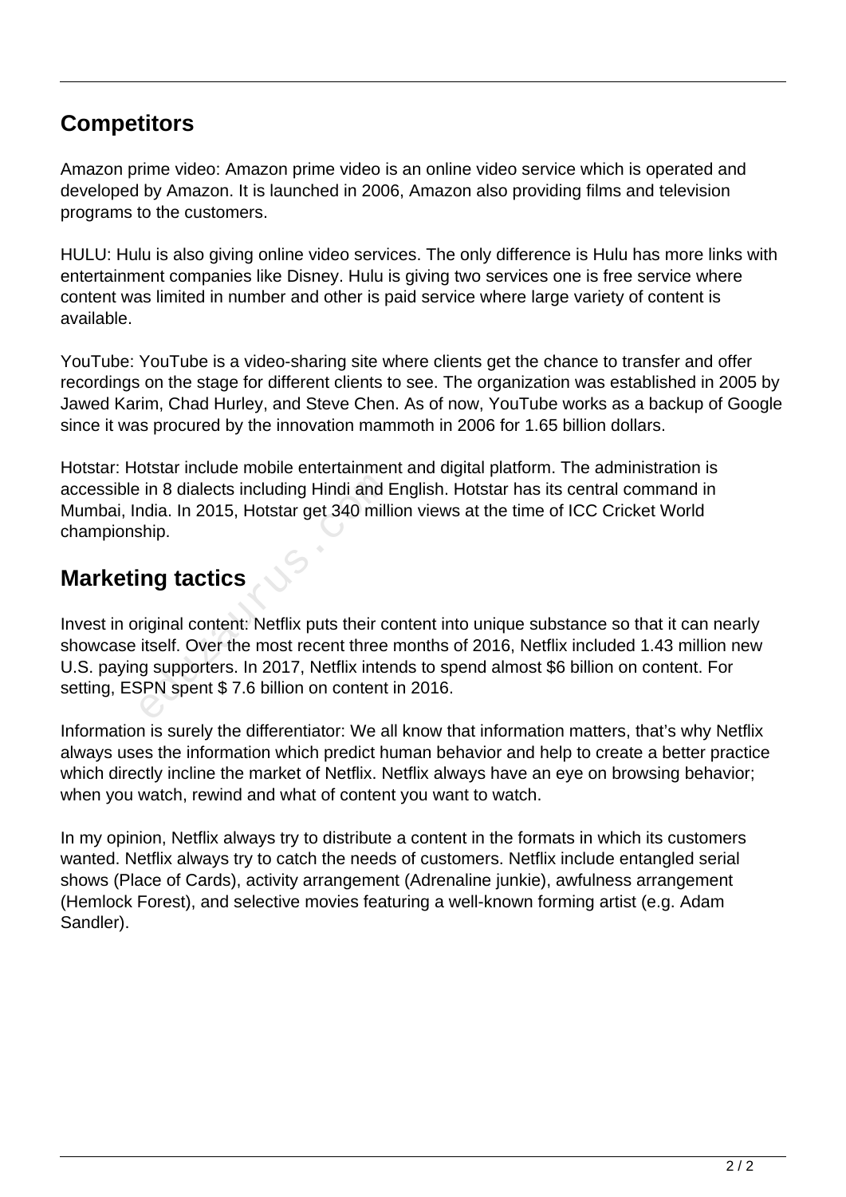## Competitors

Amazon prime video: Amazon prime video is an online video service which is operated and developed by Amazon. It is launched in 2006, Amazon also providing films and television programs to the customers.

HULU: Hulu is also giving online video services. The only difference is Hulu has more links with entertainment companies like Disney. Hulu is giving two services one is free service where content was limited in number and other is paid service where large variety of content is available.

YouTube: YouTube is a video-sharing site where clients get the chance to transfer and offer recordings on the stage for different clients to see. The organization was established in 2005 by Jawed Karim, Chad Hurley, and Steve Chen. As of now, YouTube works as a backup of Google since it was procured by the innovation mammoth in 2006 for 1.65 billion dollars.

Hotstar: Hotstar include mobile entertainment and digital platform. The administration is accessible in 8 dialects including Hindi and English. Hotstar has its central command in Mumbai, India. In 2015, Hotstar get 340 million views at the time of ICC Cricket World championship.

## Marketing tactics

Invest in original content: Netflix puts their content into unique substance so that it can nearly showcase itself. Over the most recent three months of 2016, Netflix included 1.43 million new U.S. paying supporters. In 2017, Netflix intends to spend almost $6 billion on content. For setting, ESPN spent $ 7.6 billion on content in 2016.

Information is surely the differentiator: We all know that information matters, that's why Netflix always uses the information which predict human behavior and help to create a better practice which directly incline the market of Netflix. Netflix always have an eye on browsing behavior; when you watch, rewind and what of content you want to watch.

In my opinion, Netflix always try to distribute a content in the formats in which its customers wanted. Netflix always try to catch the needs of customers. Netflix include entangled serial shows (Place of Cards), activity arrangement (Adrenaline junkie), awfulness arrangement (Hemlock Forest), and selective movies featuring a well-known forming artist (e.g. Adam Sandler).